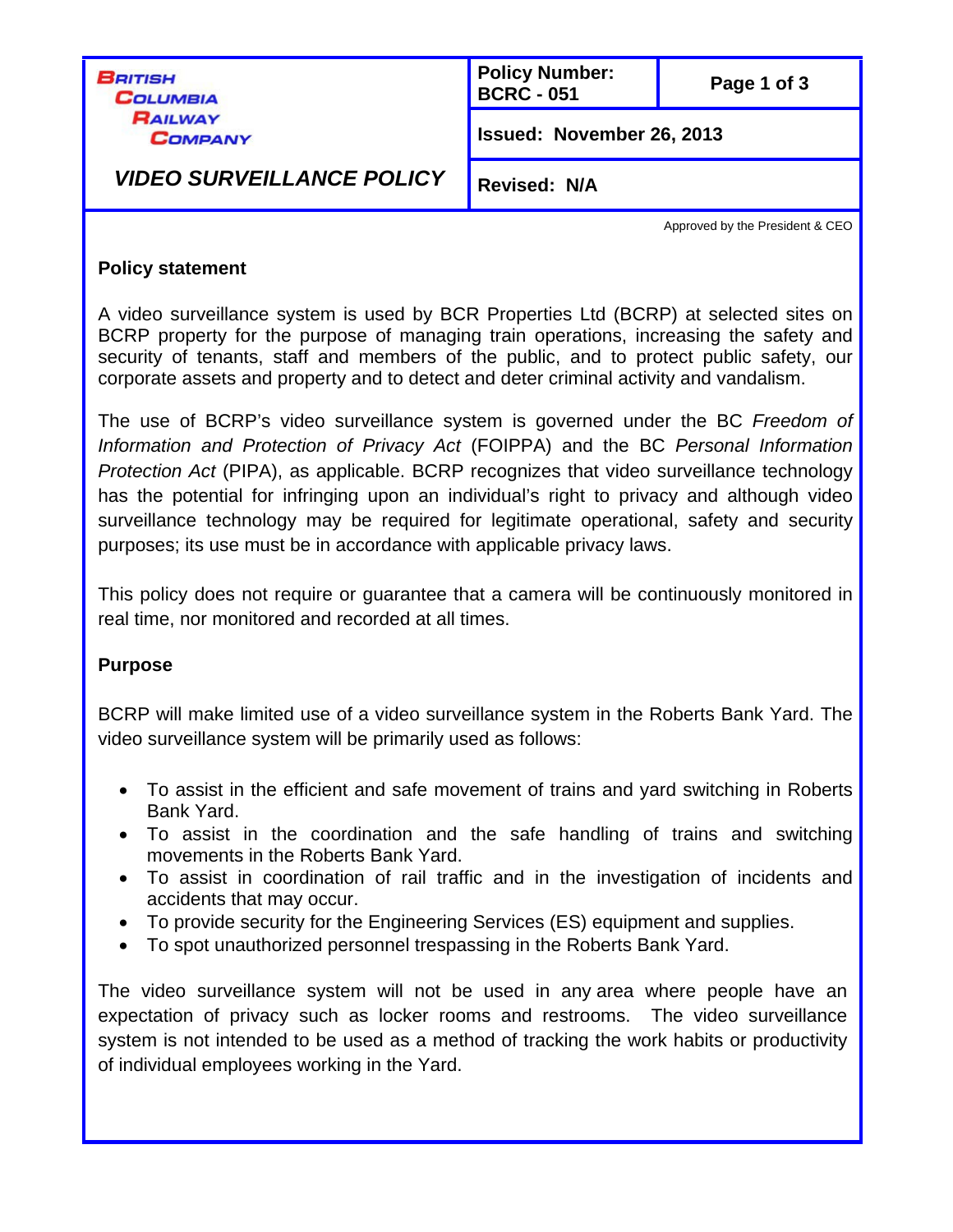| British Columbia Railway Company | Policy Number: BCRC - 051 | |
|---|---|---|
| | Issued: November 26, 2013 | |
| ***VIDEO SURVEILLANCE POLICY*** | Revised: N/A | |

Approved by the President & CEO

**Policy statement**

A video surveillance system is used by BCR Properties Ltd (BCRP) at selected sites on BCRP property for the purpose of managing train operations, increasing the safety and security of tenants, staff and members of the public, and to protect public safety, our corporate assets and property and to detect and deter criminal activity and vandalism.

The use of BCRP's video surveillance system is governed under the BC *Freedom of Information and Protection of Privacy Act* (FOIPPA) and the BC *Personal Information Protection Act* (PIPA), as applicable. BCRP recognizes that video surveillance technology has the potential for infringing upon an individual's right to privacy and although video surveillance technology may be required for legitimate operational, safety and security purposes; its use must be in accordance with applicable privacy laws.

This policy does not require or guarantee that a camera will be continuously monitored in real time, nor monitored and recorded at all times.

**Purpose**

BCRP will make limited use of a video surveillance system in the Roberts Bank Yard. The video surveillance system will be primarily used as follows:

- To assist in the efficient and safe movement of trains and yard switching in Roberts Bank Yard.
- To assist in the coordination and the safe handling of trains and switching movements in the Roberts Bank Yard.
- To assist in coordination of rail traffic and in the investigation of incidents and accidents that may occur.
- To provide security for the Engineering Services (ES) equipment and supplies.
- To spot unauthorized personnel trespassing in the Roberts Bank Yard.

The video surveillance system will not be used in any area where people have an expectation of privacy such as locker rooms and restrooms. The video surveillance system is not intended to be used as a method of tracking the work habits or productivity of individual employees working in the Yard.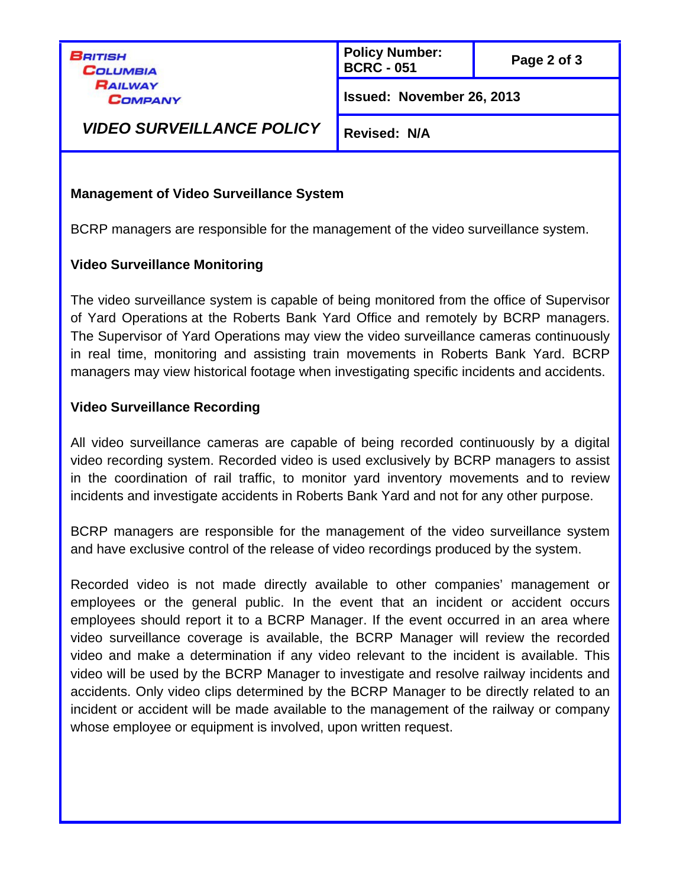## Management of Video Surveillance System

BCRP managers are responsible for the management of the video surveillance system.

## Video Surveillance Monitoring

The video surveillance system is capable of being monitored from the office of Supervisor of Yard Operations at the Roberts Bank Yard Office and remotely by BCRP managers. The Supervisor of Yard Operations may view the video surveillance cameras continuously in real time, monitoring and assisting train movements in Roberts Bank Yard. BCRP managers may view historical footage when investigating specific incidents and accidents.

## Video Surveillance Recording

All video surveillance cameras are capable of being recorded continuously by a digital video recording system. Recorded video is used exclusively by BCRP managers to assist in the coordination of rail traffic, to monitor yard inventory movements and to review incidents and investigate accidents in Roberts Bank Yard and not for any other purpose.

BCRP managers are responsible for the management of the video surveillance system and have exclusive control of the release of video recordings produced by the system.

Recorded video is not made directly available to other companies' management or employees or the general public. In the event that an incident or accident occurs employees should report it to a BCRP Manager. If the event occurred in an area where video surveillance coverage is available, the BCRP Manager will review the recorded video and make a determination if any video relevant to the incident is available. This video will be used by the BCRP Manager to investigate and resolve railway incidents and accidents. Only video clips determined by the BCRP Manager to be directly related to an incident or accident will be made available to the management of the railway or company whose employee or equipment is involved, upon written request.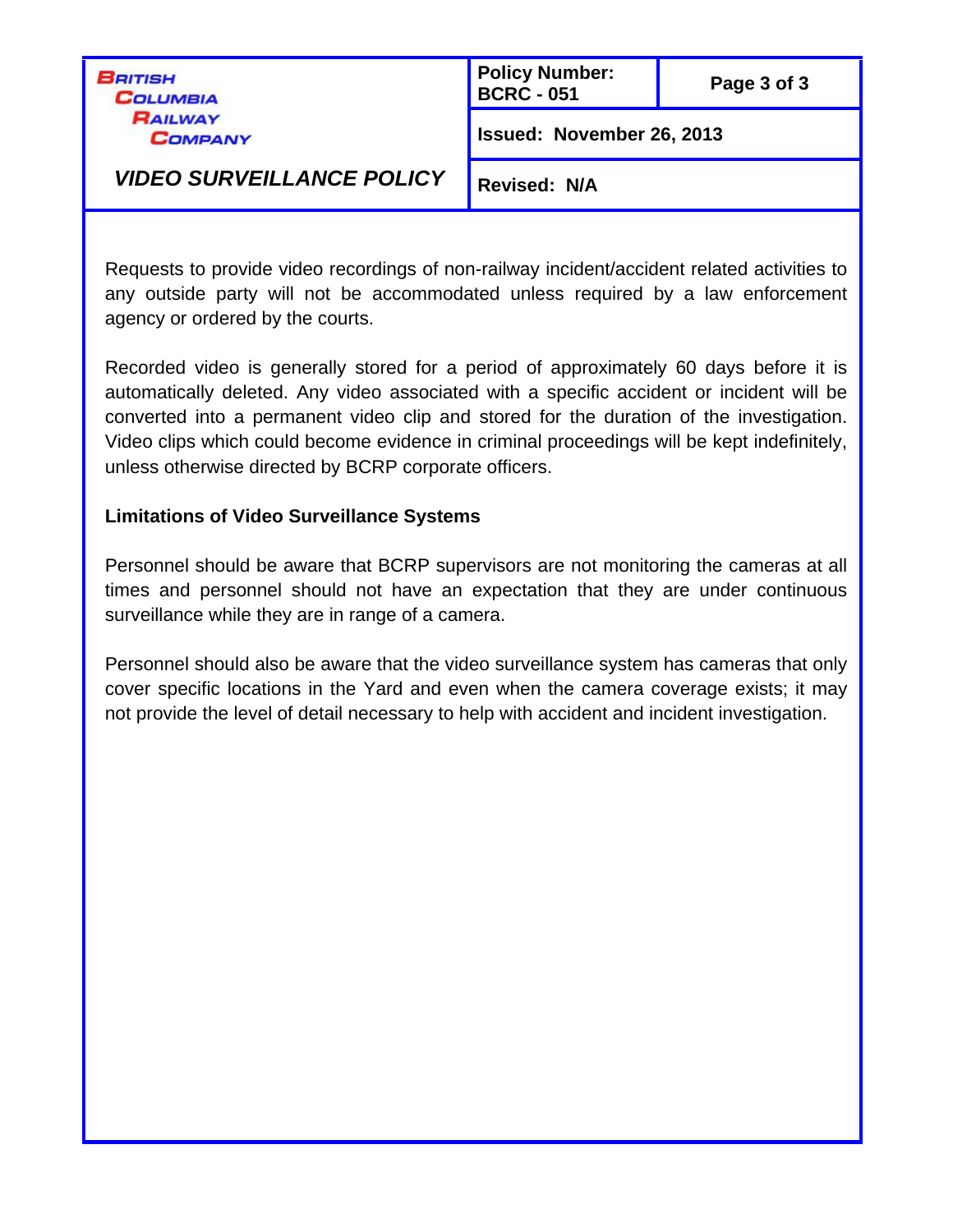Requests to provide video recordings of non-railway incident/accident related activities to any outside party will not be accommodated unless required by a law enforcement agency or ordered by the courts.

Recorded video is generally stored for a period of approximately 60 days before it is automatically deleted. Any video associated with a specific accident or incident will be converted into a permanent video clip and stored for the duration of the investigation. Video clips which could become evidence in criminal proceedings will be kept indefinitely, unless otherwise directed by BCRP corporate officers.

**Limitations of Video Surveillance Systems**

Personnel should be aware that BCRP supervisors are not monitoring the cameras at all times and personnel should not have an expectation that they are under continuous surveillance while they are in range of a camera.

Personnel should also be aware that the video surveillance system has cameras that only cover specific locations in the Yard and even when the camera coverage exists; it may not provide the level of detail necessary to help with accident and incident investigation.